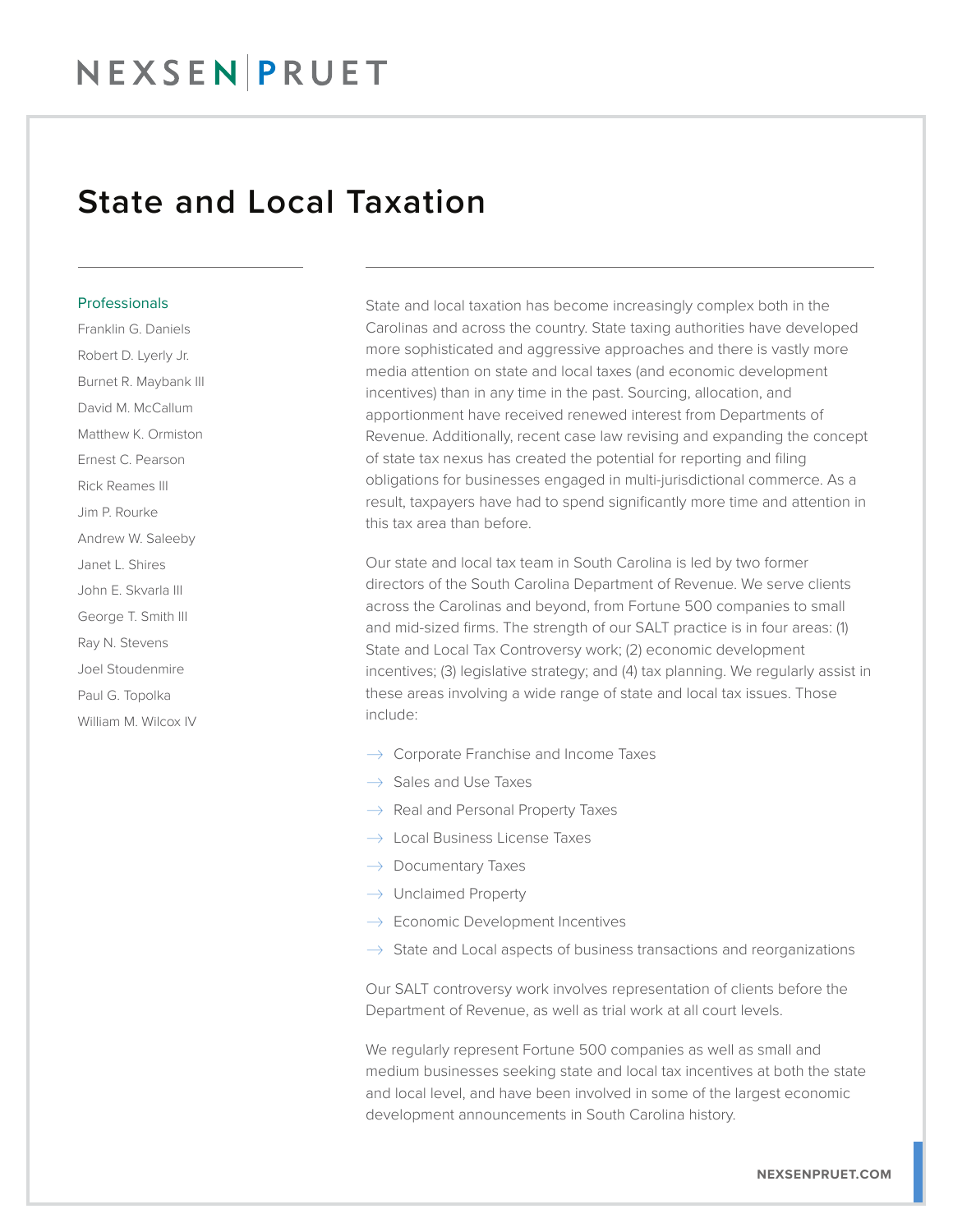NEXSEN | PRUET

# State and Local Taxation

## Professionals

- Franklin G. Daniels
- Robert D. Lyerly Jr.
- Burnet R. Maybank III
- David M. McCallum
- Matthew K. Ormiston
- Ernest C. Pearson
- Rick Reames III
- Jim P. Rourke
- Andrew W. Saleeby
- Janet L. Shires
- John E. Skvarla III
- George T. Smith III
- Ray N. Stevens
- Joel Stoudenmire
- Paul G. Topolka
- William M. Wilcox IV

State and local taxation has become increasingly complex both in the Carolinas and across the country. State taxing authorities have developed more sophisticated and aggressive approaches and there is vastly more media attention on state and local taxes (and economic development incentives) than in any time in the past. Sourcing, allocation, and apportionment have received renewed interest from Departments of Revenue. Additionally, recent case law revising and expanding the concept of state tax nexus has created the potential for reporting and filing obligations for businesses engaged in multi-jurisdictional commerce. As a result, taxpayers have had to spend significantly more time and attention in this tax area than before.

Our state and local tax team in South Carolina is led by two former directors of the South Carolina Department of Revenue. We serve clients across the Carolinas and beyond, from Fortune 500 companies to small and mid-sized firms. The strength of our SALT practice is in four areas: (1) State and Local Tax Controversy work; (2) economic development incentives; (3) legislative strategy; and (4) tax planning. We regularly assist in these areas involving a wide range of state and local tax issues. Those include:

- Corporate Franchise and Income Taxes
- Sales and Use Taxes
- Real and Personal Property Taxes
- Local Business License Taxes
- Documentary Taxes
- Unclaimed Property
- Economic Development Incentives
- State and Local aspects of business transactions and reorganizations

Our SALT controversy work involves representation of clients before the Department of Revenue, as well as trial work at all court levels.

We regularly represent Fortune 500 companies as well as small and medium businesses seeking state and local tax incentives at both the state and local level, and have been involved in some of the largest economic development announcements in South Carolina history.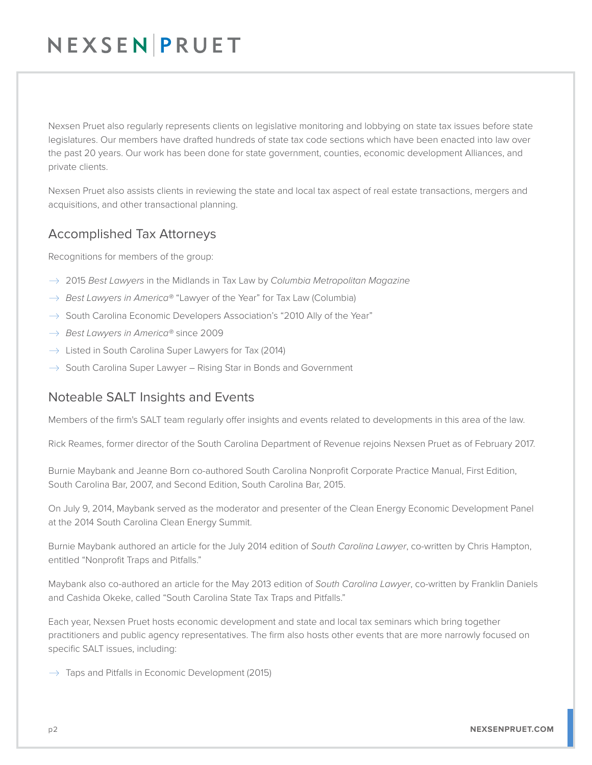Nexsen Pruet also regularly represents clients on legislative monitoring and lobbying on state tax issues before state legislatures. Our members have drafted hundreds of state tax code sections which have been enacted into law over the past 20 years. Our work has been done for state government, counties, economic development Alliances, and private clients.

Nexsen Pruet also assists clients in reviewing the state and local tax aspect of real estate transactions, mergers and acquisitions, and other transactional planning.

## Accomplished Tax Attorneys

Recognitions for members of the group:

- 2015 *Best Lawyers* in the Midlands in Tax Law by *Columbia Metropolitan Magazine*
- *Best Lawyers in America®* "Lawyer of the Year" for Tax Law (Columbia)
- South Carolina Economic Developers Association's "2010 Ally of the Year"
- *Best Lawyers in America®* since 2009
- Listed in South Carolina Super Lawyers for Tax (2014)
- South Carolina Super Lawyer – Rising Star in Bonds and Government

## Noteable SALT Insights and Events

Members of the firm's SALT team regularly offer insights and events related to developments in this area of the law.

Rick Reames, former director of the South Carolina Department of Revenue rejoins Nexsen Pruet as of February 2017.

Burnie Maybank and Jeanne Born co-authored South Carolina Nonprofit Corporate Practice Manual, First Edition, South Carolina Bar, 2007, and Second Edition, South Carolina Bar, 2015.

On July 9, 2014, Maybank served as the moderator and presenter of the Clean Energy Economic Development Panel at the 2014 South Carolina Clean Energy Summit.

Burnie Maybank authored an article for the July 2014 edition of *South Carolina Lawyer*, co-written by Chris Hampton, entitled "Nonprofit Traps and Pitfalls."

Maybank also co-authored an article for the May 2013 edition of *South Carolina Lawyer*, co-written by Franklin Daniels and Cashida Okeke, called "South Carolina State Tax Traps and Pitfalls."

Each year, Nexsen Pruet hosts economic development and state and local tax seminars which bring together practitioners and public agency representatives. The firm also hosts other events that are more narrowly focused on specific SALT issues, including:

- Taps and Pitfalls in Economic Development (2015)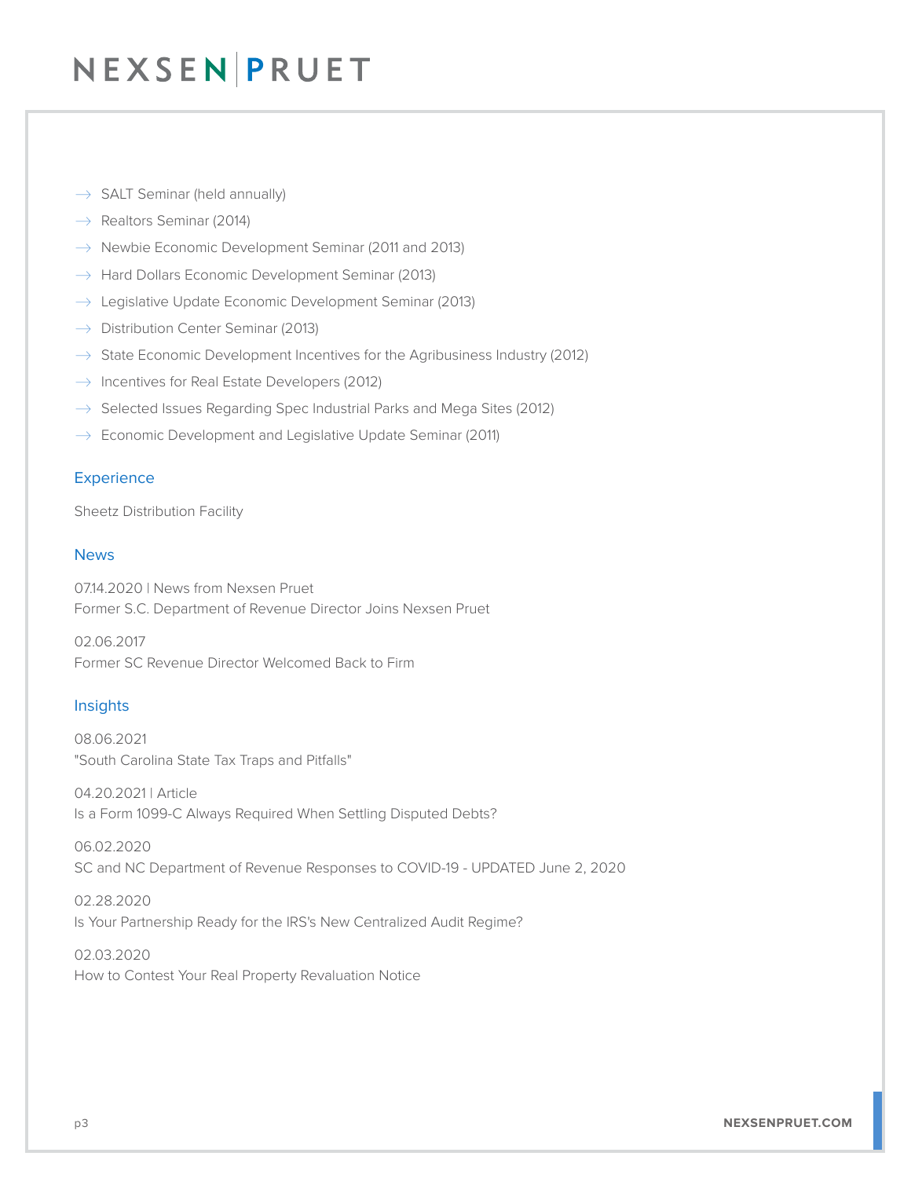- SALT Seminar (held annually)
- Realtors Seminar (2014)
- Newbie Economic Development Seminar (2011 and 2013)
- Hard Dollars Economic Development Seminar (2013)
- Legislative Update Economic Development Seminar (2013)
- Distribution Center Seminar (2013)
- State Economic Development Incentives for the Agribusiness Industry (2012)
- Incentives for Real Estate Developers (2012)
- Selected Issues Regarding Spec Industrial Parks and Mega Sites (2012)
- Economic Development and Legislative Update Seminar (2011)

## Experience

Sheetz Distribution Facility

## News

07.14.2020 | News from Nexsen Pruet
Former S.C. Department of Revenue Director Joins Nexsen Pruet

02.06.2017
Former SC Revenue Director Welcomed Back to Firm

## Insights

08.06.2021
"South Carolina State Tax Traps and Pitfalls"

04.20.2021 | Article
Is a Form 1099-C Always Required When Settling Disputed Debts?

06.02.2020
SC and NC Department of Revenue Responses to COVID-19 - UPDATED June 2, 2020

02.28.2020
Is Your Partnership Ready for the IRS's New Centralized Audit Regime?

02.03.2020
How to Contest Your Real Property Revaluation Notice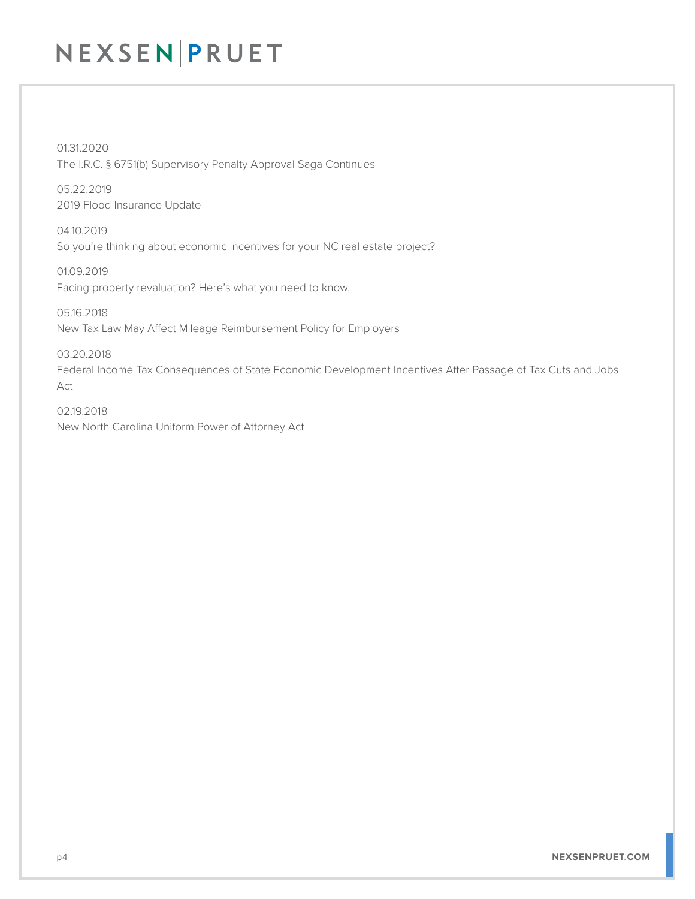01.31.2020
The I.R.C. § 6751(b) Supervisory Penalty Approval Saga Continues

05.22.2019
2019 Flood Insurance Update

04.10.2019
So you're thinking about economic incentives for your NC real estate project?

01.09.2019
Facing property revaluation? Here's what you need to know.

05.16.2018
New Tax Law May Affect Mileage Reimbursement Policy for Employers

03.20.2018
Federal Income Tax Consequences of State Economic Development Incentives After Passage of Tax Cuts and Jobs Act

02.19.2018
New North Carolina Uniform Power of Attorney Act